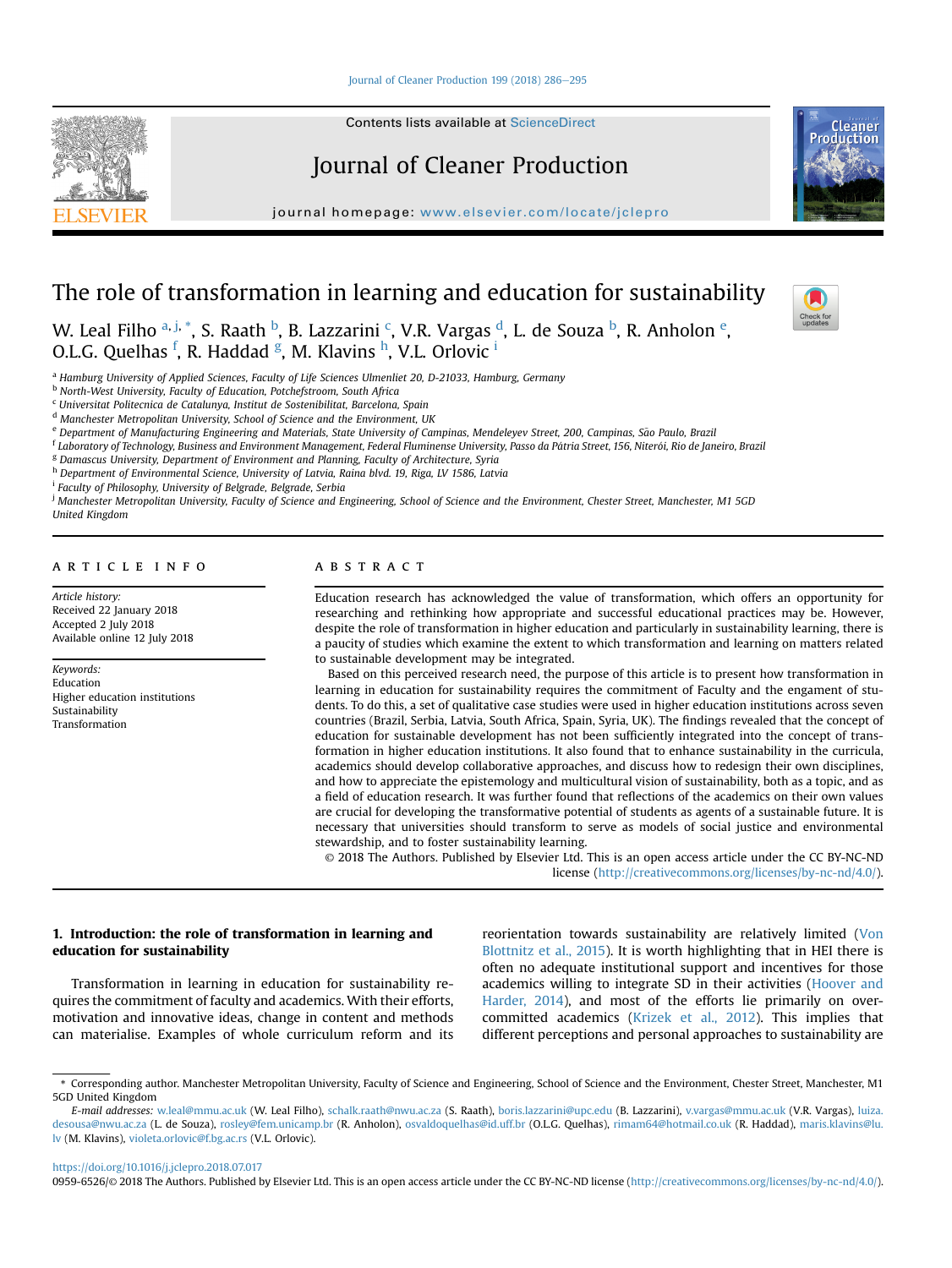Contents lists available at ScienceDirect

# Journal of Cleaner Production

journal homepage: www.elsevier.com/locate/jclepro

# The role of transformation in learning and education for sustainability

W. Leal Filho [a, j, *], S. Raath [b], B. Lazzarini [c], V.R. Vargas [d], L. de Souza [b], R. Anholon [e], O.L.G. Quelhas [f], R. Haddad [g], M. Klavins [h], V.L. Orlovic [i]

[a] Hamburg University of Applied Sciences, Faculty of Life Sciences Ulmenliet 20, D-21033, Hamburg, Germany
[b] North-West University, Faculty of Education, Potchefstroom, South Africa
[c] Universitat Politecnica de Catalunya, Institut de Sostenibilitat, Barcelona, Spain
[d] Manchester Metropolitan University, School of Science and the Environment, UK
[e] Department of Manufacturing Engineering and Materials, State University of Campinas, Mendeleyev Street, 200, Campinas, São Paulo, Brazil
[f] Laboratory of Technology, Business and Environment Management, Federal Fluminense University, Passo da Pátria Street, 156, Niterói, Rio de Janeiro, Brazil
[g] Damascus University, Department of Environment and Planning, Faculty of Architecture, Syria
[h] Department of Environmental Science, University of Latvia, Raina blvd. 19, Riga, LV 1586, Latvia
[i] Faculty of Philosophy, University of Belgrade, Belgrade, Serbia
[j] Manchester Metropolitan University, Faculty of Science and Engineering, School of Science and the Environment, Chester Street, Manchester, M1 5GD United Kingdom

## ARTICLE INFO

*Article history:*
Received 22 January 2018
Accepted 2 July 2018
Available online 12 July 2018

*Keywords:*
Education
Higher education institutions
Sustainability
Transformation

## ABSTRACT

Education research has acknowledged the value of transformation, which offers an opportunity for researching and rethinking how appropriate and successful educational practices may be. However, despite the role of transformation in higher education and particularly in sustainability learning, there is a paucity of studies which examine the extent to which transformation and learning on matters related to sustainable development may be integrated.

Based on this perceived research need, the purpose of this article is to present how transformation in learning in education for sustainability requires the commitment of Faculty and the engament of students. To do this, a set of qualitative case studies were used in higher education institutions across seven countries (Brazil, Serbia, Latvia, South Africa, Spain, Syria, UK). The findings revealed that the concept of education for sustainable development has not been sufficiently integrated into the concept of transformation in higher education institutions. It also found that to enhance sustainability in the curricula, academics should develop collaborative approaches, and discuss how to redesign their own disciplines, and how to appreciate the epistemology and multicultural vision of sustainability, both as a topic, and as a field of education research. It was further found that reflections of the academics on their own values are crucial for developing the transformative potential of students as agents of a sustainable future. It is necessary that universities should transform to serve as models of social justice and environmental stewardship, and to foster sustainability learning.

© 2018 The Authors. Published by Elsevier Ltd. This is an open access article under the CC BY-NC-ND license (http://creativecommons.org/licenses/by-nc-nd/4.0/).

## 1. Introduction: the role of transformation in learning and education for sustainability

Transformation in learning in education for sustainability requires the commitment of faculty and academics. With their efforts, motivation and innovative ideas, change in content and methods can materialise. Examples of whole curriculum reform and its reorientation towards sustainability are relatively limited (Von Blottnitz et al., 2015). It is worth highlighting that in HEI there is often no adequate institutional support and incentives for those academics willing to integrate SD in their activities (Hoover and Harder, 2014), and most of the efforts lie primarily on over-committed academics (Krizek et al., 2012). This implies that different perceptions and personal approaches to sustainability are

* Corresponding author. Manchester Metropolitan University, Faculty of Science and Engineering, School of Science and the Environment, Chester Street, Manchester, M1 5GD United Kingdom

*E-mail addresses:* w.leal@mmu.ac.uk (W. Leal Filho), schalk.raath@nwu.ac.za (S. Raath), boris.lazzarini@upc.edu (B. Lazzarini), v.vargas@mmu.ac.uk (V.R. Vargas), luiza.desousa@nwu.ac.za (L. de Souza), rosley@fem.unicamp.br (R. Anholon), osvaldoquelhas@id.uff.br (O.L.G. Quelhas), rimam64@hotmail.co.uk (R. Haddad), maris.klavins@lu.lv (M. Klavins), violeta.orlovic@f.bg.ac.rs (V.L. Orlovic).

https://doi.org/10.1016/j.jclepro.2018.07.017
0959-6526/© 2018 The Authors. Published by Elsevier Ltd. This is an open access article under the CC BY-NC-ND license (http://creativecommons.org/licenses/by-nc-nd/4.0/).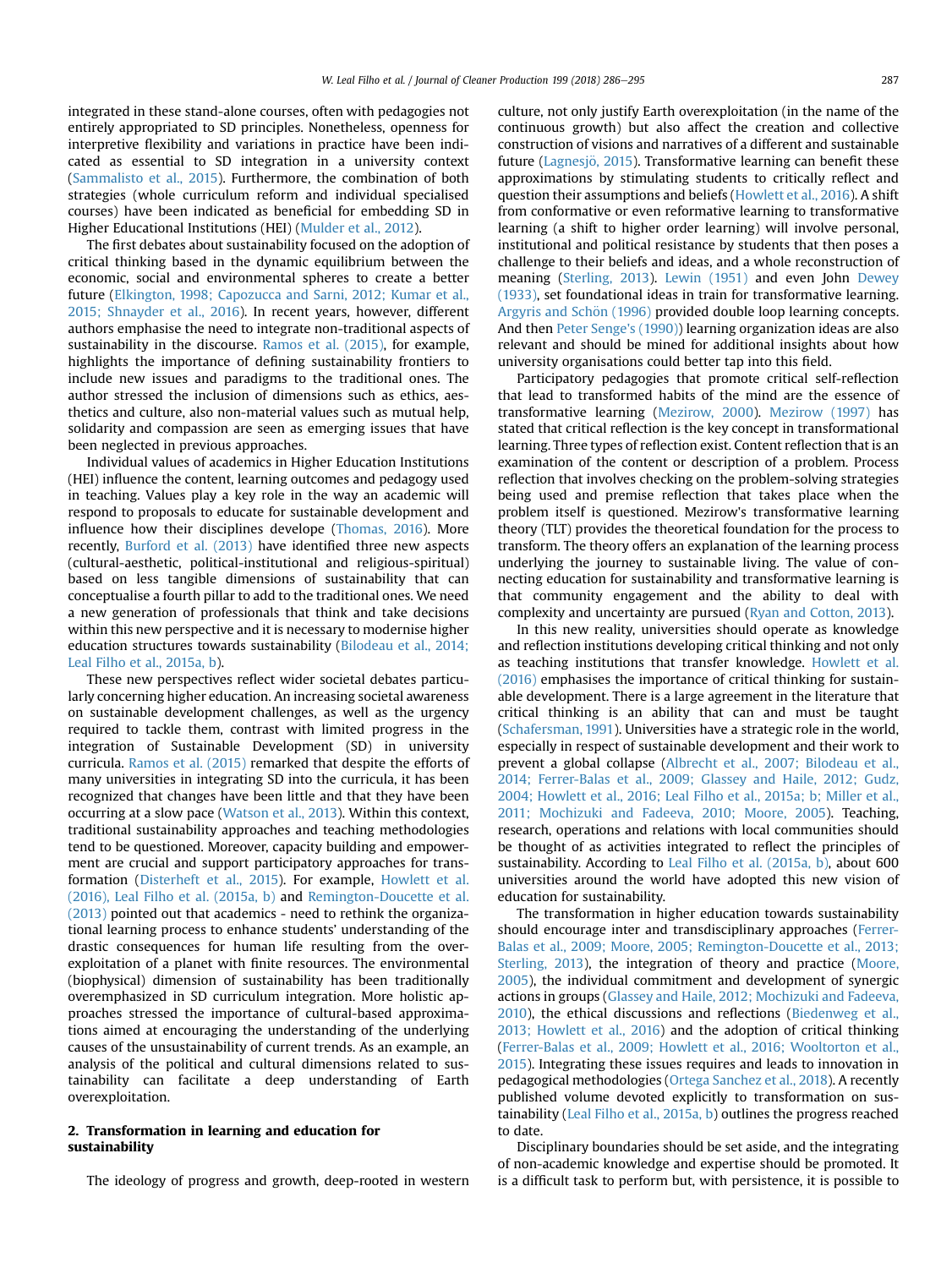integrated in these stand-alone courses, often with pedagogies not entirely appropriated to SD principles. Nonetheless, openness for interpretive flexibility and variations in practice have been indicated as essential to SD integration in a university context (Sammalisto et al., 2015). Furthermore, the combination of both strategies (whole curriculum reform and individual specialised courses) have been indicated as beneficial for embedding SD in Higher Educational Institutions (HEI) (Mulder et al., 2012).

The first debates about sustainability focused on the adoption of critical thinking based in the dynamic equilibrium between the economic, social and environmental spheres to create a better future (Elkington, 1998; Capozucca and Sarni, 2012; Kumar et al., 2015; Shnayder et al., 2016). In recent years, however, different authors emphasise the need to integrate non-traditional aspects of sustainability in the discourse. Ramos et al. (2015), for example, highlights the importance of defining sustainability frontiers to include new issues and paradigms to the traditional ones. The author stressed the inclusion of dimensions such as ethics, aesthetics and culture, also non-material values such as mutual help, solidarity and compassion are seen as emerging issues that have been neglected in previous approaches.

Individual values of academics in Higher Education Institutions (HEI) influence the content, learning outcomes and pedagogy used in teaching. Values play a key role in the way an academic will respond to proposals to educate for sustainable development and influence how their disciplines develope (Thomas, 2016). More recently, Burford et al. (2013) have identified three new aspects (cultural-aesthetic, political-institutional and religious-spiritual) based on less tangible dimensions of sustainability that can conceptualise a fourth pillar to add to the traditional ones. We need a new generation of professionals that think and take decisions within this new perspective and it is necessary to modernise higher education structures towards sustainability (Bilodeau et al., 2014; Leal Filho et al., 2015a, b).

These new perspectives reflect wider societal debates particularly concerning higher education. An increasing societal awareness on sustainable development challenges, as well as the urgency required to tackle them, contrast with limited progress in the integration of Sustainable Development (SD) in university curricula. Ramos et al. (2015) remarked that despite the efforts of many universities in integrating SD into the curricula, it has been recognized that changes have been little and that they have been occurring at a slow pace (Watson et al., 2013). Within this context, traditional sustainability approaches and teaching methodologies tend to be questioned. Moreover, capacity building and empowerment are crucial and support participatory approaches for transformation (Disterheft et al., 2015). For example, Howlett et al. (2016), Leal Filho et al. (2015a, b) and Remington-Doucette et al. (2013) pointed out that academics - need to rethink the organizational learning process to enhance students' understanding of the drastic consequences for human life resulting from the overexploitation of a planet with finite resources. The environmental (biophysical) dimension of sustainability has been traditionally overemphasized in SD curriculum integration. More holistic approaches stressed the importance of cultural-based approximations aimed at encouraging the understanding of the underlying causes of the unsustainability of current trends. As an example, an analysis of the political and cultural dimensions related to sustainability can facilitate a deep understanding of Earth overexploitation.

## 2. Transformation in learning and education for sustainability

The ideology of progress and growth, deep-rooted in western culture, not only justify Earth overexploitation (in the name of the continuous growth) but also affect the creation and collective construction of visions and narratives of a different and sustainable future (Lagnesjö, 2015). Transformative learning can benefit these approximations by stimulating students to critically reflect and question their assumptions and beliefs (Howlett et al., 2016). A shift from conformative or even reformative learning to transformative learning (a shift to higher order learning) will involve personal, institutional and political resistance by students that then poses a challenge to their beliefs and ideas, and a whole reconstruction of meaning (Sterling, 2013). Lewin (1951) and even John Dewey (1933), set foundational ideas in train for transformative learning. Argyris and Schön (1996) provided double loop learning concepts. And then Peter Senge's (1990)) learning organization ideas are also relevant and should be mined for additional insights about how university organisations could better tap into this field.

Participatory pedagogies that promote critical self-reflection that lead to transformed habits of the mind are the essence of transformative learning (Mezirow, 2000). Mezirow (1997) has stated that critical reflection is the key concept in transformational learning. Three types of reflection exist. Content reflection that is an examination of the content or description of a problem. Process reflection that involves checking on the problem-solving strategies being used and premise reflection that takes place when the problem itself is questioned. Mezirow's transformative learning theory (TLT) provides the theoretical foundation for the process to transform. The theory offers an explanation of the learning process underlying the journey to sustainable living. The value of connecting education for sustainability and transformative learning is that community engagement and the ability to deal with complexity and uncertainty are pursued (Ryan and Cotton, 2013).

In this new reality, universities should operate as knowledge and reflection institutions developing critical thinking and not only as teaching institutions that transfer knowledge. Howlett et al. (2016) emphasises the importance of critical thinking for sustainable development. There is a large agreement in the literature that critical thinking is an ability that can and must be taught (Schafersman, 1991). Universities have a strategic role in the world, especially in respect of sustainable development and their work to prevent a global collapse (Albrecht et al., 2007; Bilodeau et al., 2014; Ferrer-Balas et al., 2009; Glassey and Haile, 2012; Gudz, 2004; Howlett et al., 2016; Leal Filho et al., 2015a; b; Miller et al., 2011; Mochizuki and Fadeeva, 2010; Moore, 2005). Teaching, research, operations and relations with local communities should be thought of as activities integrated to reflect the principles of sustainability. According to Leal Filho et al. (2015a, b), about 600 universities around the world have adopted this new vision of education for sustainability.

The transformation in higher education towards sustainability should encourage inter and transdisciplinary approaches (Ferrer-Balas et al., 2009; Moore, 2005; Remington-Doucette et al., 2013; Sterling, 2013), the integration of theory and practice (Moore, 2005), the individual commitment and development of synergic actions in groups (Glassey and Haile, 2012; Mochizuki and Fadeeva, 2010), the ethical discussions and reflections (Biedenweg et al., 2013; Howlett et al., 2016) and the adoption of critical thinking (Ferrer-Balas et al., 2009; Howlett et al., 2016; Wooltorton et al., 2015). Integrating these issues requires and leads to innovation in pedagogical methodologies (Ortega Sanchez et al., 2018). A recently published volume devoted explicitly to transformation on sustainability (Leal Filho et al., 2015a, b) outlines the progress reached to date.

Disciplinary boundaries should be set aside, and the integrating of non-academic knowledge and expertise should be promoted. It is a difficult task to perform but, with persistence, it is possible to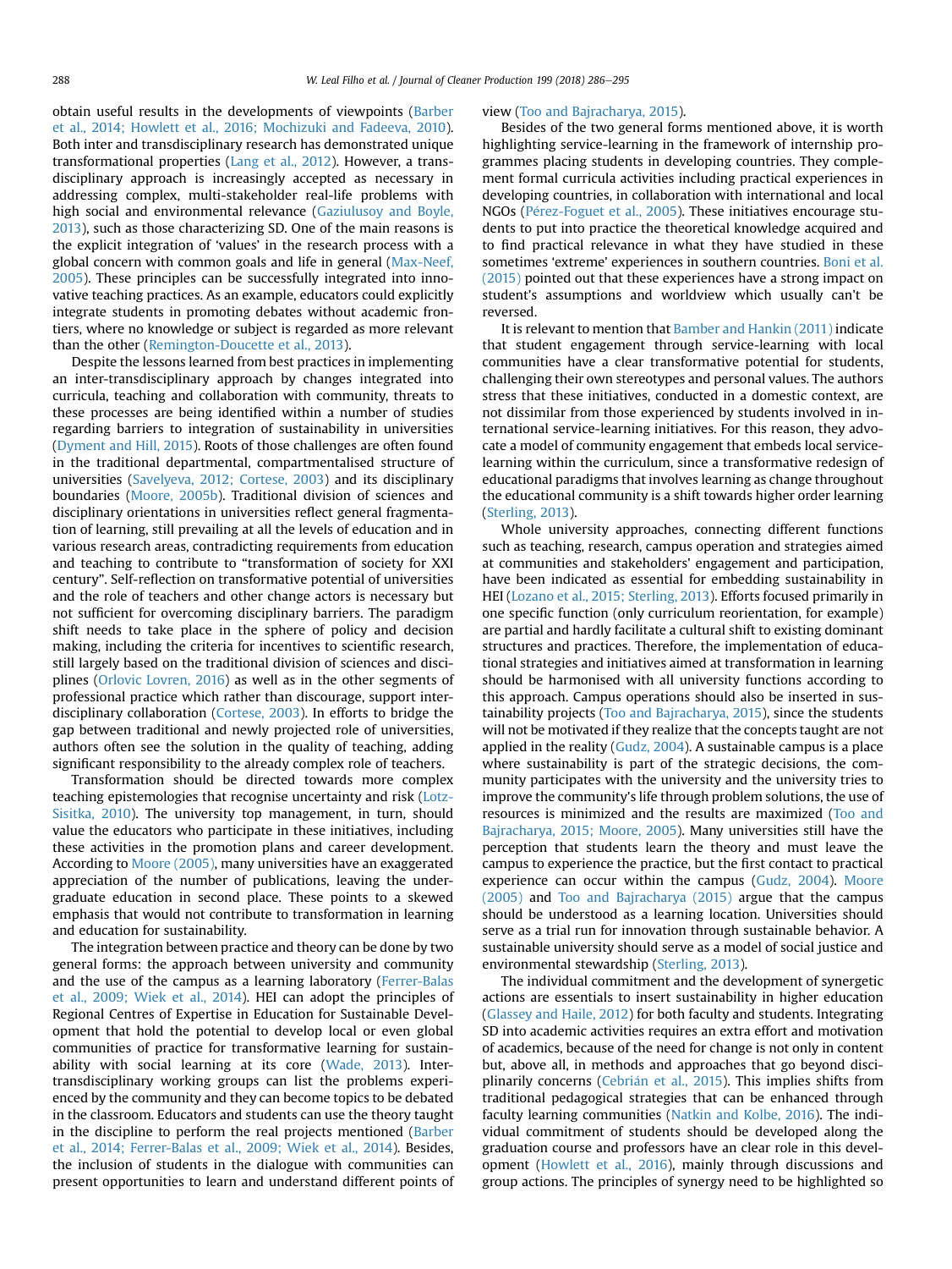obtain useful results in the developments of viewpoints (Barber et al., 2014; Howlett et al., 2016; Mochizuki and Fadeeva, 2010). Both inter and transdisciplinary research has demonstrated unique transformational properties (Lang et al., 2012). However, a transdisciplinary approach is increasingly accepted as necessary in addressing complex, multi-stakeholder real-life problems with high social and environmental relevance (Gaziulusoy and Boyle, 2013), such as those characterizing SD. One of the main reasons is the explicit integration of 'values' in the research process with a global concern with common goals and life in general (Max-Neef, 2005). These principles can be successfully integrated into innovative teaching practices. As an example, educators could explicitly integrate students in promoting debates without academic frontiers, where no knowledge or subject is regarded as more relevant than the other (Remington-Doucette et al., 2013).

Despite the lessons learned from best practices in implementing an inter-transdisciplinary approach by changes integrated into curricula, teaching and collaboration with community, threats to these processes are being identified within a number of studies regarding barriers to integration of sustainability in universities (Dyment and Hill, 2015). Roots of those challenges are often found in the traditional departmental, compartmentalised structure of universities (Savelyeva, 2012; Cortese, 2003) and its disciplinary boundaries (Moore, 2005b). Traditional division of sciences and disciplinary orientations in universities reflect general fragmentation of learning, still prevailing at all the levels of education and in various research areas, contradicting requirements from education and teaching to contribute to "transformation of society for XXI century". Self-reflection on transformative potential of universities and the role of teachers and other change actors is necessary but not sufficient for overcoming disciplinary barriers. The paradigm shift needs to take place in the sphere of policy and decision making, including the criteria for incentives to scientific research, still largely based on the traditional division of sciences and disciplines (Orlovic Lovren, 2016) as well as in the other segments of professional practice which rather than discourage, support interdisciplinary collaboration (Cortese, 2003). In efforts to bridge the gap between traditional and newly projected role of universities, authors often see the solution in the quality of teaching, adding significant responsibility to the already complex role of teachers.

Transformation should be directed towards more complex teaching epistemologies that recognise uncertainty and risk (Lotz-Sisitka, 2010). The university top management, in turn, should value the educators who participate in these initiatives, including these activities in the promotion plans and career development. According to Moore (2005), many universities have an exaggerated appreciation of the number of publications, leaving the undergraduate education in second place. These points to a skewed emphasis that would not contribute to transformation in learning and education for sustainability.

The integration between practice and theory can be done by two general forms: the approach between university and community and the use of the campus as a learning laboratory (Ferrer-Balas et al., 2009; Wiek et al., 2014). HEI can adopt the principles of Regional Centres of Expertise in Education for Sustainable Development that hold the potential to develop local or even global communities of practice for transformative learning for sustainability with social learning at its core (Wade, 2013). Inter-transdisciplinary working groups can list the problems experienced by the community and they can become topics to be debated in the classroom. Educators and students can use the theory taught in the discipline to perform the real projects mentioned (Barber et al., 2014; Ferrer-Balas et al., 2009; Wiek et al., 2014). Besides, the inclusion of students in the dialogue with communities can present opportunities to learn and understand different points of view (Too and Bajracharya, 2015).

Besides of the two general forms mentioned above, it is worth highlighting service-learning in the framework of internship programmes placing students in developing countries. They complement formal curricula activities including practical experiences in developing countries, in collaboration with international and local NGOs (Pérez-Foguet et al., 2005). These initiatives encourage students to put into practice the theoretical knowledge acquired and to find practical relevance in what they have studied in these sometimes 'extreme' experiences in southern countries. Boni et al. (2015) pointed out that these experiences have a strong impact on student's assumptions and worldview which usually can't be reversed.

It is relevant to mention that Bamber and Hankin (2011) indicate that student engagement through service-learning with local communities have a clear transformative potential for students, challenging their own stereotypes and personal values. The authors stress that these initiatives, conducted in a domestic context, are not dissimilar from those experienced by students involved in international service-learning initiatives. For this reason, they advocate a model of community engagement that embeds local service-learning within the curriculum, since a transformative redesign of educational paradigms that involves learning as change throughout the educational community is a shift towards higher order learning (Sterling, 2013).

Whole university approaches, connecting different functions such as teaching, research, campus operation and strategies aimed at communities and stakeholders' engagement and participation, have been indicated as essential for embedding sustainability in HEI (Lozano et al., 2015; Sterling, 2013). Efforts focused primarily in one specific function (only curriculum reorientation, for example) are partial and hardly facilitate a cultural shift to existing dominant structures and practices. Therefore, the implementation of educational strategies and initiatives aimed at transformation in learning should be harmonised with all university functions according to this approach. Campus operations should also be inserted in sustainability projects (Too and Bajracharya, 2015), since the students will not be motivated if they realize that the concepts taught are not applied in the reality (Gudz, 2004). A sustainable campus is a place where sustainability is part of the strategic decisions, the community participates with the university and the university tries to improve the community's life through problem solutions, the use of resources is minimized and the results are maximized (Too and Bajracharya, 2015; Moore, 2005). Many universities still have the perception that students learn the theory and must leave the campus to experience the practice, but the first contact to practical experience can occur within the campus (Gudz, 2004). Moore (2005) and Too and Bajracharya (2015) argue that the campus should be understood as a learning location. Universities should serve as a trial run for innovation through sustainable behavior. A sustainable university should serve as a model of social justice and environmental stewardship (Sterling, 2013).

The individual commitment and the development of synergetic actions are essentials to insert sustainability in higher education (Glassey and Haile, 2012) for both faculty and students. Integrating SD into academic activities requires an extra effort and motivation of academics, because of the need for change is not only in content but, above all, in methods and approaches that go beyond disciplinarily concerns (Cebrián et al., 2015). This implies shifts from traditional pedagogical strategies that can be enhanced through faculty learning communities (Natkin and Kolbe, 2016). The individual commitment of students should be developed along the graduation course and professors have an clear role in this development (Howlett et al., 2016), mainly through discussions and group actions. The principles of synergy need to be highlighted so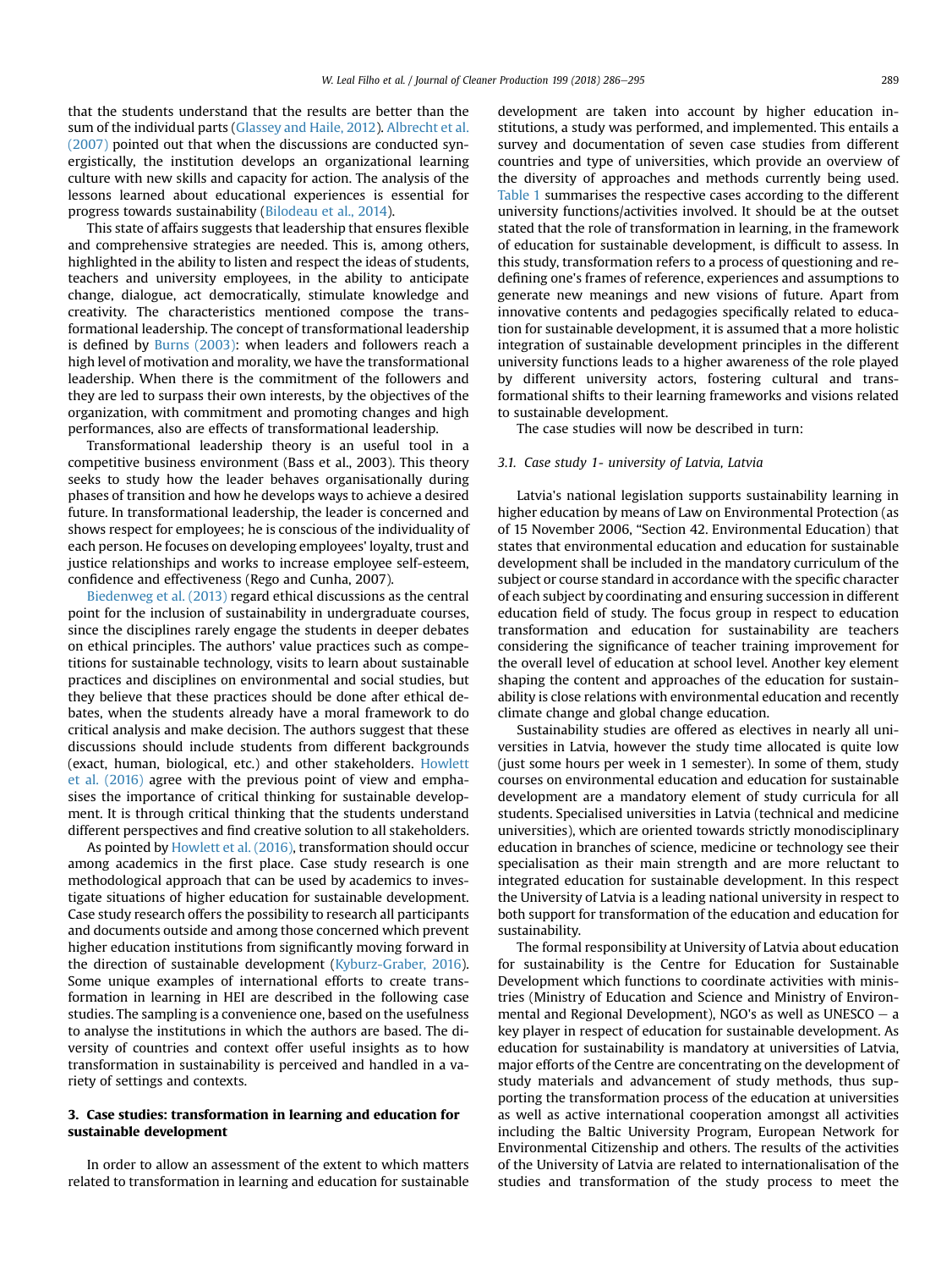that the students understand that the results are better than the sum of the individual parts (Glassey and Haile, 2012). Albrecht et al. (2007) pointed out that when the discussions are conducted synergistically, the institution develops an organizational learning culture with new skills and capacity for action. The analysis of the lessons learned about educational experiences is essential for progress towards sustainability (Bilodeau et al., 2014).

This state of affairs suggests that leadership that ensures flexible and comprehensive strategies are needed. This is, among others, highlighted in the ability to listen and respect the ideas of students, teachers and university employees, in the ability to anticipate change, dialogue, act democratically, stimulate knowledge and creativity. The characteristics mentioned compose the transformational leadership. The concept of transformational leadership is defined by Burns (2003): when leaders and followers reach a high level of motivation and morality, we have the transformational leadership. When there is the commitment of the followers and they are led to surpass their own interests, by the objectives of the organization, with commitment and promoting changes and high performances, also are effects of transformational leadership.

Transformational leadership theory is an useful tool in a competitive business environment (Bass et al., 2003). This theory seeks to study how the leader behaves organisationally during phases of transition and how he develops ways to achieve a desired future. In transformational leadership, the leader is concerned and shows respect for employees; he is conscious of the individuality of each person. He focuses on developing employees' loyalty, trust and justice relationships and works to increase employee self-esteem, confidence and effectiveness (Rego and Cunha, 2007).

Biedenweg et al. (2013) regard ethical discussions as the central point for the inclusion of sustainability in undergraduate courses, since the disciplines rarely engage the students in deeper debates on ethical principles. The authors' value practices such as competitions for sustainable technology, visits to learn about sustainable practices and disciplines on environmental and social studies, but they believe that these practices should be done after ethical debates, when the students already have a moral framework to do critical analysis and make decision. The authors suggest that these discussions should include students from different backgrounds (exact, human, biological, etc.) and other stakeholders. Howlett et al. (2016) agree with the previous point of view and emphasises the importance of critical thinking for sustainable development. It is through critical thinking that the students understand different perspectives and find creative solution to all stakeholders.

As pointed by Howlett et al. (2016), transformation should occur among academics in the first place. Case study research is one methodological approach that can be used by academics to investigate situations of higher education for sustainable development. Case study research offers the possibility to research all participants and documents outside and among those concerned which prevent higher education institutions from significantly moving forward in the direction of sustainable development (Kyburz-Graber, 2016). Some unique examples of international efforts to create transformation in learning in HEI are described in the following case studies. The sampling is a convenience one, based on the usefulness to analyse the institutions in which the authors are based. The diversity of countries and context offer useful insights as to how transformation in sustainability is perceived and handled in a variety of settings and contexts.

## 3. Case studies: transformation in learning and education for sustainable development

In order to allow an assessment of the extent to which matters related to transformation in learning and education for sustainable development are taken into account by higher education institutions, a study was performed, and implemented. This entails a survey and documentation of seven case studies from different countries and type of universities, which provide an overview of the diversity of approaches and methods currently being used. Table 1 summarises the respective cases according to the different university functions/activities involved. It should be at the outset stated that the role of transformation in learning, in the framework of education for sustainable development, is difficult to assess. In this study, transformation refers to a process of questioning and redefining one's frames of reference, experiences and assumptions to generate new meanings and new visions of future. Apart from innovative contents and pedagogies specifically related to education for sustainable development, it is assumed that a more holistic integration of sustainable development principles in the different university functions leads to a higher awareness of the role played by different university actors, fostering cultural and transformational shifts to their learning frameworks and visions related to sustainable development.

The case studies will now be described in turn:

### 3.1. Case study 1- university of Latvia, Latvia

Latvia's national legislation supports sustainability learning in higher education by means of Law on Environmental Protection (as of 15 November 2006, "Section 42. Environmental Education) that states that environmental education and education for sustainable development shall be included in the mandatory curriculum of the subject or course standard in accordance with the specific character of each subject by coordinating and ensuring succession in different education field of study. The focus group in respect to education transformation and education for sustainability are teachers considering the significance of teacher training improvement for the overall level of education at school level. Another key element shaping the content and approaches of the education for sustainability is close relations with environmental education and recently climate change and global change education.

Sustainability studies are offered as electives in nearly all universities in Latvia, however the study time allocated is quite low (just some hours per week in 1 semester). In some of them, study courses on environmental education and education for sustainable development are a mandatory element of study curricula for all students. Specialised universities in Latvia (technical and medicine universities), which are oriented towards strictly monodisciplinary education in branches of science, medicine or technology see their specialisation as their main strength and are more reluctant to integrated education for sustainable development. In this respect the University of Latvia is a leading national university in respect to both support for transformation of the education and education for sustainability.

The formal responsibility at University of Latvia about education for sustainability is the Centre for Education for Sustainable Development which functions to coordinate activities with ministries (Ministry of Education and Science and Ministry of Environmental and Regional Development), NGO's as well as UNESCO – a key player in respect of education for sustainable development. As education for sustainability is mandatory at universities of Latvia, major efforts of the Centre are concentrating on the development of study materials and advancement of study methods, thus supporting the transformation process of the education at universities as well as active international cooperation amongst all activities including the Baltic University Program, European Network for Environmental Citizenship and others. The results of the activities of the University of Latvia are related to internationalisation of the studies and transformation of the study process to meet the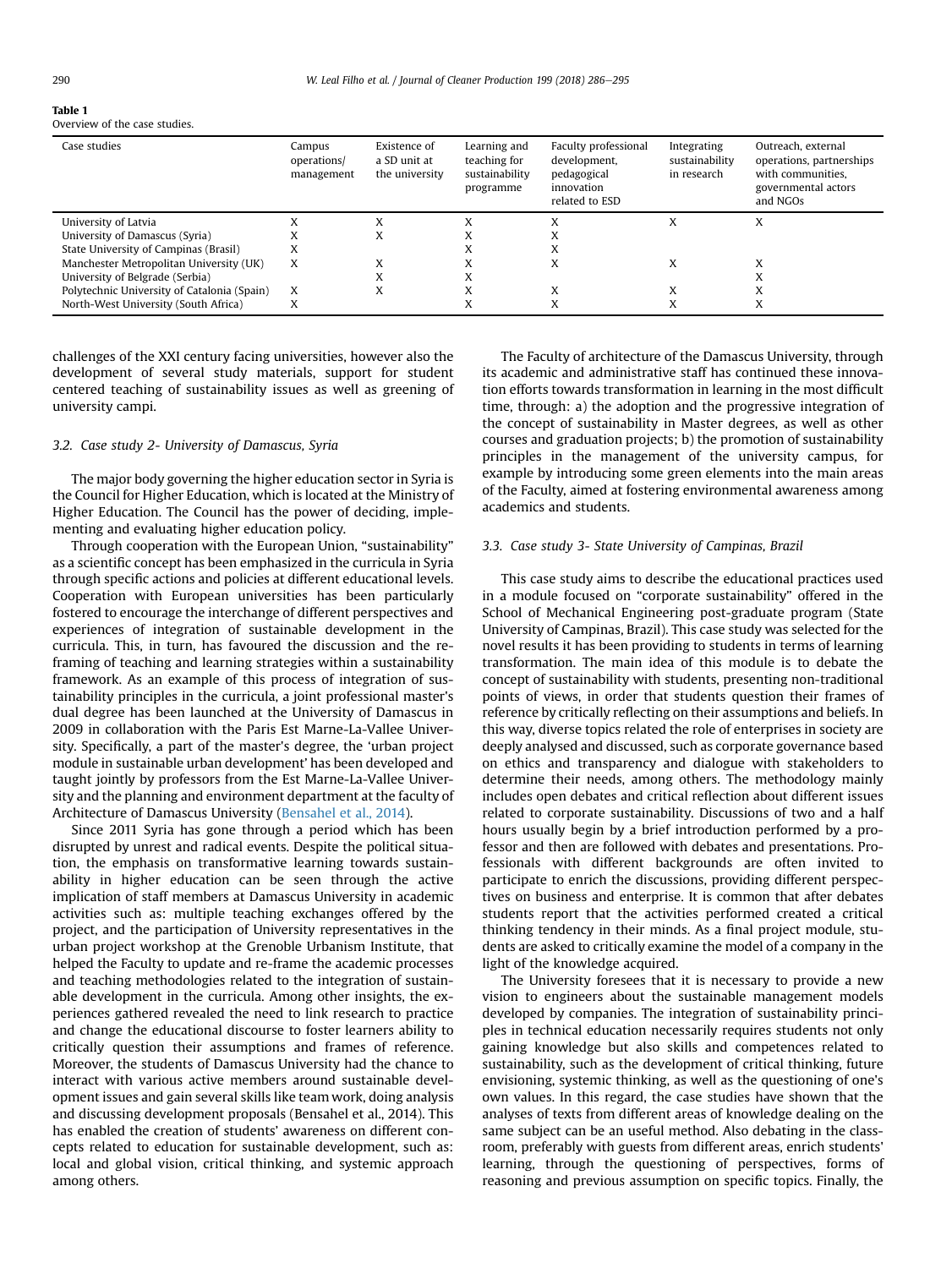**Table 1**
Overview of the case studies.

| Case studies | Campus operations/ management | Existence of a SD unit at the university | Learning and teaching for sustainability programme | Faculty professional development, pedagogical innovation related to ESD | Integrating sustainability in research | Outreach, external operations, partnerships with communities, governmental actors and NGOs |
|---|---|---|---|---|---|---|
| University of Latvia | X | X | X | X | X | X |
| University of Damascus (Syria) | X | X | X | X | | |
| State University of Campinas (Brasil) | X | | X | X | | |
| Manchester Metropolitan University (UK) | X | X | X | X | X | X |
| University of Belgrade (Serbia) | | X | X | | | X |
| Polytechnic University of Catalonia (Spain) | X | X | X | X | X | X |
| North-West University (South Africa) | X | | X | X | X | X |

challenges of the XXI century facing universities, however also the development of several study materials, support for student centered teaching of sustainability issues as well as greening of university campi.

### 3.2. Case study 2- University of Damascus, Syria

The major body governing the higher education sector in Syria is the Council for Higher Education, which is located at the Ministry of Higher Education. The Council has the power of deciding, implementing and evaluating higher education policy.

Through cooperation with the European Union, "sustainability" as a scientific concept has been emphasized in the curricula in Syria through specific actions and policies at different educational levels. Cooperation with European universities has been particularly fostered to encourage the interchange of different perspectives and experiences of integration of sustainable development in the curricula. This, in turn, has favoured the discussion and the reframing of teaching and learning strategies within a sustainability framework. As an example of this process of integration of sustainability principles in the curricula, a joint professional master's dual degree has been launched at the University of Damascus in 2009 in collaboration with the Paris Est Marne-La-Vallee University. Specifically, a part of the master's degree, the 'urban project module in sustainable urban development' has been developed and taught jointly by professors from the Est Marne-La-Vallee University and the planning and environment department at the faculty of Architecture of Damascus University (Bensahel et al., 2014).

Since 2011 Syria has gone through a period which has been disrupted by unrest and radical events. Despite the political situation, the emphasis on transformative learning towards sustainability in higher education can be seen through the active implication of staff members at Damascus University in academic activities such as: multiple teaching exchanges offered by the project, and the participation of University representatives in the urban project workshop at the Grenoble Urbanism Institute, that helped the Faculty to update and re-frame the academic processes and teaching methodologies related to the integration of sustainable development in the curricula. Among other insights, the experiences gathered revealed the need to link research to practice and change the educational discourse to foster learners ability to critically question their assumptions and frames of reference. Moreover, the students of Damascus University had the chance to interact with various active members around sustainable development issues and gain several skills like team work, doing analysis and discussing development proposals (Bensahel et al., 2014). This has enabled the creation of students' awareness on different concepts related to education for sustainable development, such as: local and global vision, critical thinking, and systemic approach among others.

The Faculty of architecture of the Damascus University, through its academic and administrative staff has continued these innovation efforts towards transformation in learning in the most difficult time, through: a) the adoption and the progressive integration of the concept of sustainability in Master degrees, as well as other courses and graduation projects; b) the promotion of sustainability principles in the management of the university campus, for example by introducing some green elements into the main areas of the Faculty, aimed at fostering environmental awareness among academics and students.

### 3.3. Case study 3- State University of Campinas, Brazil

This case study aims to describe the educational practices used in a module focused on "corporate sustainability" offered in the School of Mechanical Engineering post-graduate program (State University of Campinas, Brazil). This case study was selected for the novel results it has been providing to students in terms of learning transformation. The main idea of this module is to debate the concept of sustainability with students, presenting non-traditional points of views, in order that students question their frames of reference by critically reflecting on their assumptions and beliefs. In this way, diverse topics related the role of enterprises in society are deeply analysed and discussed, such as corporate governance based on ethics and transparency and dialogue with stakeholders to determine their needs, among others. The methodology mainly includes open debates and critical reflection about different issues related to corporate sustainability. Discussions of two and a half hours usually begin by a brief introduction performed by a professor and then are followed with debates and presentations. Professionals with different backgrounds are often invited to participate to enrich the discussions, providing different perspectives on business and enterprise. It is common that after debates students report that the activities performed created a critical thinking tendency in their minds. As a final project module, students are asked to critically examine the model of a company in the light of the knowledge acquired.

The University foresees that it is necessary to provide a new vision to engineers about the sustainable management models developed by companies. The integration of sustainability principles in technical education necessarily requires students not only gaining knowledge but also skills and competences related to sustainability, such as the development of critical thinking, future envisioning, systemic thinking, as well as the questioning of one's own values. In this regard, the case studies have shown that the analyses of texts from different areas of knowledge dealing on the same subject can be an useful method. Also debating in the classroom, preferably with guests from different areas, enrich students' learning, through the questioning of perspectives, forms of reasoning and previous assumption on specific topics. Finally, the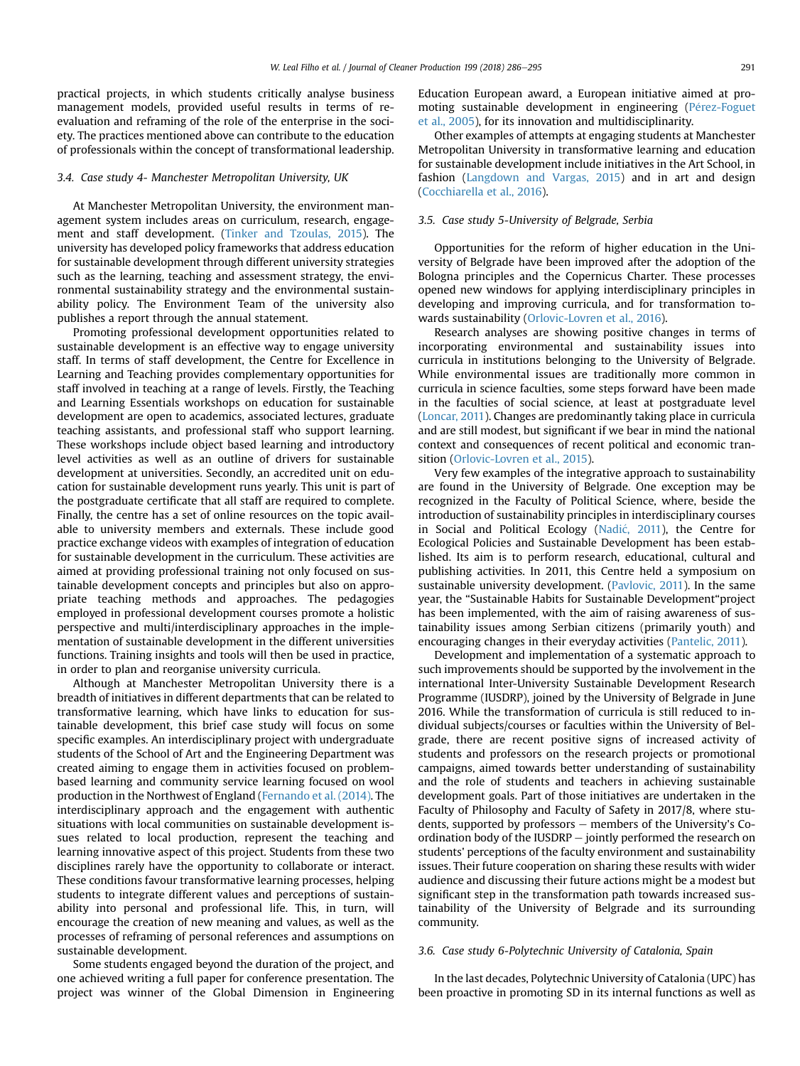practical projects, in which students critically analyse business management models, provided useful results in terms of re-evaluation and reframing of the role of the enterprise in the society. The practices mentioned above can contribute to the education of professionals within the concept of transformational leadership.

### 3.4. Case study 4- Manchester Metropolitan University, UK

At Manchester Metropolitan University, the environment management system includes areas on curriculum, research, engagement and staff development. (Tinker and Tzoulas, 2015). The university has developed policy frameworks that address education for sustainable development through different university strategies such as the learning, teaching and assessment strategy, the environmental sustainability strategy and the environmental sustainability policy. The Environment Team of the university also publishes a report through the annual statement.

Promoting professional development opportunities related to sustainable development is an effective way to engage university staff. In terms of staff development, the Centre for Excellence in Learning and Teaching provides complementary opportunities for staff involved in teaching at a range of levels. Firstly, the Teaching and Learning Essentials workshops on education for sustainable development are open to academics, associated lectures, graduate teaching assistants, and professional staff who support learning. These workshops include object based learning and introductory level activities as well as an outline of drivers for sustainable development at universities. Secondly, an accredited unit on education for sustainable development runs yearly. This unit is part of the postgraduate certificate that all staff are required to complete. Finally, the centre has a set of online resources on the topic available to university members and externals. These include good practice exchange videos with examples of integration of education for sustainable development in the curriculum. These activities are aimed at providing professional training not only focused on sustainable development concepts and principles but also on appropriate teaching methods and approaches. The pedagogies employed in professional development courses promote a holistic perspective and multi/interdisciplinary approaches in the implementation of sustainable development in the different universities functions. Training insights and tools will then be used in practice, in order to plan and reorganise university curricula.

Although at Manchester Metropolitan University there is a breadth of initiatives in different departments that can be related to transformative learning, which have links to education for sustainable development, this brief case study will focus on some specific examples. An interdisciplinary project with undergraduate students of the School of Art and the Engineering Department was created aiming to engage them in activities focused on problem-based learning and community service learning focused on wool production in the Northwest of England (Fernando et al. (2014). The interdisciplinary approach and the engagement with authentic situations with local communities on sustainable development issues related to local production, represent the teaching and learning innovative aspect of this project. Students from these two disciplines rarely have the opportunity to collaborate or interact. These conditions favour transformative learning processes, helping students to integrate different values and perceptions of sustainability into personal and professional life. This, in turn, will encourage the creation of new meaning and values, as well as the processes of reframing of personal references and assumptions on sustainable development.

Some students engaged beyond the duration of the project, and one achieved writing a full paper for conference presentation. The project was winner of the Global Dimension in Engineering Education European award, a European initiative aimed at promoting sustainable development in engineering (Pérez-Foguet et al., 2005), for its innovation and multidisciplinarity.

Other examples of attempts at engaging students at Manchester Metropolitan University in transformative learning and education for sustainable development include initiatives in the Art School, in fashion (Langdown and Vargas, 2015) and in art and design (Cocchiarella et al., 2016).

### 3.5. Case study 5-University of Belgrade, Serbia

Opportunities for the reform of higher education in the University of Belgrade have been improved after the adoption of the Bologna principles and the Copernicus Charter. These processes opened new windows for applying interdisciplinary principles in developing and improving curricula, and for transformation towards sustainability (Orlovic-Lovren et al., 2016).

Research analyses are showing positive changes in terms of incorporating environmental and sustainability issues into curricula in institutions belonging to the University of Belgrade. While environmental issues are traditionally more common in curricula in science faculties, some steps forward have been made in the faculties of social science, at least at postgraduate level (Loncar, 2011). Changes are predominantly taking place in curricula and are still modest, but significant if we bear in mind the national context and consequences of recent political and economic transition (Orlovic-Lovren et al., 2015).

Very few examples of the integrative approach to sustainability are found in the University of Belgrade. One exception may be recognized in the Faculty of Political Science, where, beside the introduction of sustainability principles in interdisciplinary courses in Social and Political Ecology (Nadić, 2011), the Centre for Ecological Policies and Sustainable Development has been established. Its aim is to perform research, educational, cultural and publishing activities. In 2011, this Centre held a symposium on sustainable university development. (Pavlovic, 2011). In the same year, the "Sustainable Habits for Sustainable Development"project has been implemented, with the aim of raising awareness of sustainability issues among Serbian citizens (primarily youth) and encouraging changes in their everyday activities (Pantelic, 2011).

Development and implementation of a systematic approach to such improvements should be supported by the involvement in the international Inter-University Sustainable Development Research Programme (IUSDRP), joined by the University of Belgrade in June 2016. While the transformation of curricula is still reduced to individual subjects/courses or faculties within the University of Belgrade, there are recent positive signs of increased activity of students and professors on the research projects or promotional campaigns, aimed towards better understanding of sustainability and the role of students and teachers in achieving sustainable development goals. Part of those initiatives are undertaken in the Faculty of Philosophy and Faculty of Safety in 2017/8, where students, supported by professors – members of the University's Coordination body of the IUSDRP – jointly performed the research on students' perceptions of the faculty environment and sustainability issues. Their future cooperation on sharing these results with wider audience and discussing their future actions might be a modest but significant step in the transformation path towards increased sustainability of the University of Belgrade and its surrounding community.

### 3.6. Case study 6-Polytechnic University of Catalonia, Spain

In the last decades, Polytechnic University of Catalonia (UPC) has been proactive in promoting SD in its internal functions as well as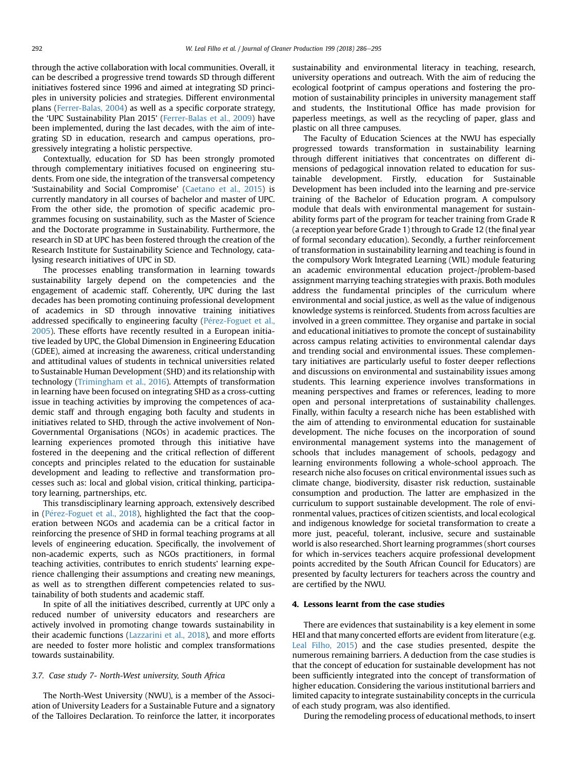through the active collaboration with local communities. Overall, it can be described a progressive trend towards SD through different initiatives fostered since 1996 and aimed at integrating SD principles in university policies and strategies. Different environmental plans (Ferrer-Balas, 2004) as well as a specific corporate strategy, the 'UPC Sustainability Plan 2015' (Ferrer-Balas et al., 2009) have been implemented, during the last decades, with the aim of integrating SD in education, research and campus operations, progressively integrating a holistic perspective.

Contextually, education for SD has been strongly promoted through complementary initiatives focused on engineering students. From one side, the integration of the transversal competency 'Sustainability and Social Compromise' (Caetano et al., 2015) is currently mandatory in all courses of bachelor and master of UPC. From the other side, the promotion of specific academic programmes focusing on sustainability, such as the Master of Science and the Doctorate programme in Sustainability. Furthermore, the research in SD at UPC has been fostered through the creation of the Research Institute for Sustainability Science and Technology, catalysing research initiatives of UPC in SD.

The processes enabling transformation in learning towards sustainability largely depend on the competencies and the engagement of academic staff. Coherently, UPC during the last decades has been promoting continuing professional development of academics in SD through innovative training initiatives addressed specifically to engineering faculty (Pérez-Foguet et al., 2005). These efforts have recently resulted in a European initiative leaded by UPC, the Global Dimension in Engineering Education (GDEE), aimed at increasing the awareness, critical understanding and attitudinal values of students in technical universities related to Sustainable Human Development (SHD) and its relationship with technology (Trimingham et al., 2016). Attempts of transformation in learning have been focused on integrating SHD as a cross-cutting issue in teaching activities by improving the competences of academic staff and through engaging both faculty and students in initiatives related to SHD, through the active involvement of Non-Governmental Organisations (NGOs) in academic practices. The learning experiences promoted through this initiative have fostered in the deepening and the critical reflection of different concepts and principles related to the education for sustainable development and leading to reflective and transformation processes such as: local and global vision, critical thinking, participatory learning, partnerships, etc.

This transdisciplinary learning approach, extensively described in (Pérez-Foguet et al., 2018), highlighted the fact that the cooperation between NGOs and academia can be a critical factor in reinforcing the presence of SHD in formal teaching programs at all levels of engineering education. Specifically, the involvement of non-academic experts, such as NGOs practitioners, in formal teaching activities, contributes to enrich students' learning experience challenging their assumptions and creating new meanings, as well as to strengthen different competencies related to sustainability of both students and academic staff.

In spite of all the initiatives described, currently at UPC only a reduced number of university educators and researchers are actively involved in promoting change towards sustainability in their academic functions (Lazzarini et al., 2018), and more efforts are needed to foster more holistic and complex transformations towards sustainability.

### 3.7. Case study 7- North-West university, South Africa

The North-West University (NWU), is a member of the Association of University Leaders for a Sustainable Future and a signatory of the Talloires Declaration. To reinforce the latter, it incorporates sustainability and environmental literacy in teaching, research, university operations and outreach. With the aim of reducing the ecological footprint of campus operations and fostering the promotion of sustainability principles in university management staff and students, the Institutional Office has made provision for paperless meetings, as well as the recycling of paper, glass and plastic on all three campuses.

The Faculty of Education Sciences at the NWU has especially progressed towards transformation in sustainability learning through different initiatives that concentrates on different dimensions of pedagogical innovation related to education for sustainable development. Firstly, education for Sustainable Development has been included into the learning and pre-service training of the Bachelor of Education program. A compulsory module that deals with environmental management for sustainability forms part of the program for teacher training from Grade R (a reception year before Grade 1) through to Grade 12 (the final year of formal secondary education). Secondly, a further reinforcement of transformation in sustainability learning and teaching is found in the compulsory Work Integrated Learning (WIL) module featuring an academic environmental education project-/problem-based assignment marrying teaching strategies with praxis. Both modules address the fundamental principles of the curriculum where environmental and social justice, as well as the value of indigenous knowledge systems is reinforced. Students from across faculties are involved in a green committee. They organise and partake in social and educational initiatives to promote the concept of sustainability across campus relating activities to environmental calendar days and trending social and environmental issues. These complementary initiatives are particularly useful to foster deeper reflections and discussions on environmental and sustainability issues among students. This learning experience involves transformations in meaning perspectives and frames or references, leading to more open and personal interpretations of sustainability challenges. Finally, within faculty a research niche has been established with the aim of attending to environmental education for sustainable development. The niche focuses on the incorporation of sound environmental management systems into the management of schools that includes management of schools, pedagogy and learning environments following a whole-school approach. The research niche also focuses on critical environmental issues such as climate change, biodiversity, disaster risk reduction, sustainable consumption and production. The latter are emphasized in the curriculum to support sustainable development. The role of environmental values, practices of citizen scientists, and local ecological and indigenous knowledge for societal transformation to create a more just, peaceful, tolerant, inclusive, secure and sustainable world is also researched. Short learning programmes (short courses for which in-services teachers acquire professional development points accredited by the South African Council for Educators) are presented by faculty lecturers for teachers across the country and are certified by the NWU.

## 4. Lessons learnt from the case studies

There are evidences that sustainability is a key element in some HEI and that many concerted efforts are evident from literature (e.g. Leal Filho, 2015) and the case studies presented, despite the numerous remaining barriers. A deduction from the case studies is that the concept of education for sustainable development has not been sufficiently integrated into the concept of transformation of higher education. Considering the various institutional barriers and limited capacity to integrate sustainability concepts in the curricula of each study program, was also identified.

During the remodeling process of educational methods, to insert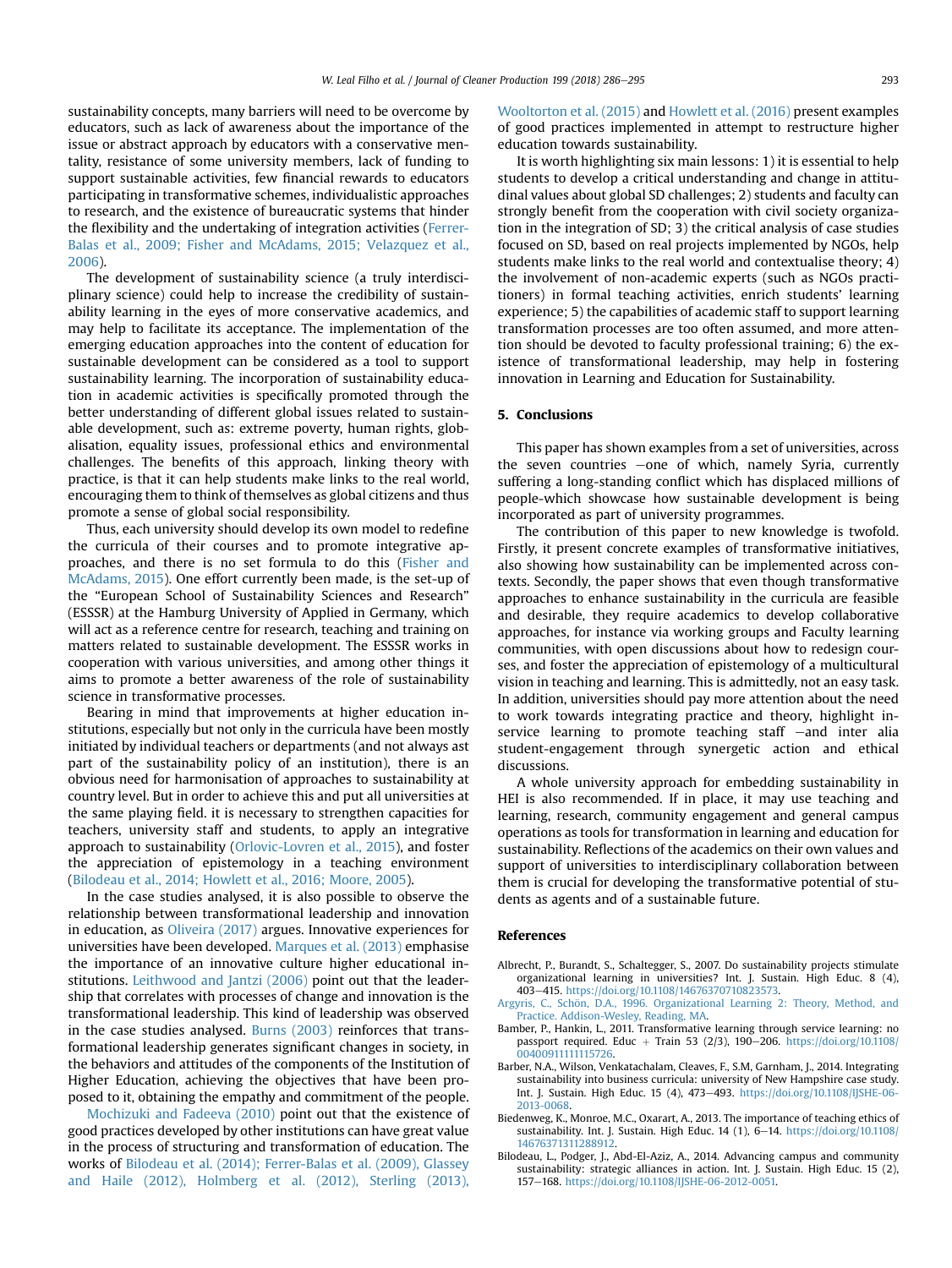sustainability concepts, many barriers will need to be overcome by educators, such as lack of awareness about the importance of the issue or abstract approach by educators with a conservative mentality, resistance of some university members, lack of funding to support sustainable activities, few financial rewards to educators participating in transformative schemes, individualistic approaches to research, and the existence of bureaucratic systems that hinder the flexibility and the undertaking of integration activities (Ferrer-Balas et al., 2009; Fisher and McAdams, 2015; Velazquez et al., 2006).

The development of sustainability science (a truly interdisciplinary science) could help to increase the credibility of sustainability learning in the eyes of more conservative academics, and may help to facilitate its acceptance. The implementation of the emerging education approaches into the content of education for sustainable development can be considered as a tool to support sustainability learning. The incorporation of sustainability education in academic activities is specifically promoted through the better understanding of different global issues related to sustainable development, such as: extreme poverty, human rights, globalisation, equality issues, professional ethics and environmental challenges. The benefits of this approach, linking theory with practice, is that it can help students make links to the real world, encouraging them to think of themselves as global citizens and thus promote a sense of global social responsibility.

Thus, each university should develop its own model to redefine the curricula of their courses and to promote integrative approaches, and there is no set formula to do this (Fisher and McAdams, 2015). One effort currently been made, is the set-up of the "European School of Sustainability Sciences and Research" (ESSSR) at the Hamburg University of Applied in Germany, which will act as a reference centre for research, teaching and training on matters related to sustainable development. The ESSSR works in cooperation with various universities, and among other things it aims to promote a better awareness of the role of sustainability science in transformative processes.

Bearing in mind that improvements at higher education institutions, especially but not only in the curricula have been mostly initiated by individual teachers or departments (and not always ast part of the sustainability policy of an institution), there is an obvious need for harmonisation of approaches to sustainability at country level. But in order to achieve this and put all universities at the same playing field. it is necessary to strengthen capacities for teachers, university staff and students, to apply an integrative approach to sustainability (Orlovic-Lovren et al., 2015), and foster the appreciation of epistemology in a teaching environment (Bilodeau et al., 2014; Howlett et al., 2016; Moore, 2005).

In the case studies analysed, it is also possible to observe the relationship between transformational leadership and innovation in education, as Oliveira (2017) argues. Innovative experiences for universities have been developed. Marques et al. (2013) emphasise the importance of an innovative culture higher educational institutions. Leithwood and Jantzi (2006) point out that the leadership that correlates with processes of change and innovation is the transformational leadership. This kind of leadership was observed in the case studies analysed. Burns (2003) reinforces that transformational leadership generates significant changes in society, in the behaviors and attitudes of the components of the Institution of Higher Education, achieving the objectives that have been proposed to it, obtaining the empathy and commitment of the people.

Mochizuki and Fadeeva (2010) point out that the existence of good practices developed by other institutions can have great value in the process of structuring and transformation of education. The works of Bilodeau et al. (2014); Ferrer-Balas et al. (2009), Glassey and Haile (2012), Holmberg et al. (2012), Sterling (2013), Wooltorton et al. (2015) and Howlett et al. (2016) present examples of good practices implemented in attempt to restructure higher education towards sustainability.

It is worth highlighting six main lessons: 1) it is essential to help students to develop a critical understanding and change in attitudinal values about global SD challenges; 2) students and faculty can strongly benefit from the cooperation with civil society organization in the integration of SD; 3) the critical analysis of case studies focused on SD, based on real projects implemented by NGOs, help students make links to the real world and contextualise theory; 4) the involvement of non-academic experts (such as NGOs practitioners) in formal teaching activities, enrich students' learning experience; 5) the capabilities of academic staff to support learning transformation processes are too often assumed, and more attention should be devoted to faculty professional training; 6) the existence of transformational leadership, may help in fostering innovation in Learning and Education for Sustainability.

## 5. Conclusions

This paper has shown examples from a set of universities, across the seven countries —one of which, namely Syria, currently suffering a long-standing conflict which has displaced millions of people-which showcase how sustainable development is being incorporated as part of university programmes.

The contribution of this paper to new knowledge is twofold. Firstly, it present concrete examples of transformative initiatives, also showing how sustainability can be implemented across contexts. Secondly, the paper shows that even though transformative approaches to enhance sustainability in the curricula are feasible and desirable, they require academics to develop collaborative approaches, for instance via working groups and Faculty learning communities, with open discussions about how to redesign courses, and foster the appreciation of epistemology of a multicultural vision in teaching and learning. This is admittedly, not an easy task. In addition, universities should pay more attention about the need to work towards integrating practice and theory, highlight in-service learning to promote teaching staff —and inter alia student-engagement through synergetic action and ethical discussions.

A whole university approach for embedding sustainability in HEI is also recommended. If in place, it may use teaching and learning, research, community engagement and general campus operations as tools for transformation in learning and education for sustainability. Reflections of the academics on their own values and support of universities to interdisciplinary collaboration between them is crucial for developing the transformative potential of students as agents and of a sustainable future.

## References

Albrecht, P., Burandt, S., Schaltegger, S., 2007. Do sustainability projects stimulate organizational learning in universities? Int. J. Sustain. High Educ. 8 (4), 403–415. https://doi.org/10.1108/14676370710823573.

Argyris, C., Schön, D.A., 1996. Organizational Learning 2: Theory, Method, and Practice. Addison-Wesley, Reading, MA.

Bamber, P., Hankin, L., 2011. Transformative learning through service learning: no passport required. Educ + Train 53 (2/3), 190–206. https://doi.org/10.1108/00400911111115726.

Barber, N.A., Wilson, Venkatachalam, Cleaves, F., S.M, Garnham, J., 2014. Integrating sustainability into business curricula: university of New Hampshire case study. Int. J. Sustain. High Educ. 15 (4), 473–493. https://doi.org/10.1108/IJSHE-06-2013-0068.

Biedenweg, K., Monroe, M.C., Oxarart, A., 2013. The importance of teaching ethics of sustainability. Int. J. Sustain. High Educ. 14 (1), 6–14. https://doi.org/10.1108/14676371311288912.

Bilodeau, L., Podger, J., Abd-El-Aziz, A., 2014. Advancing campus and community sustainability: strategic alliances in action. Int. J. Sustain. High Educ. 15 (2), 157–168. https://doi.org/10.1108/IJSHE-06-2012-0051.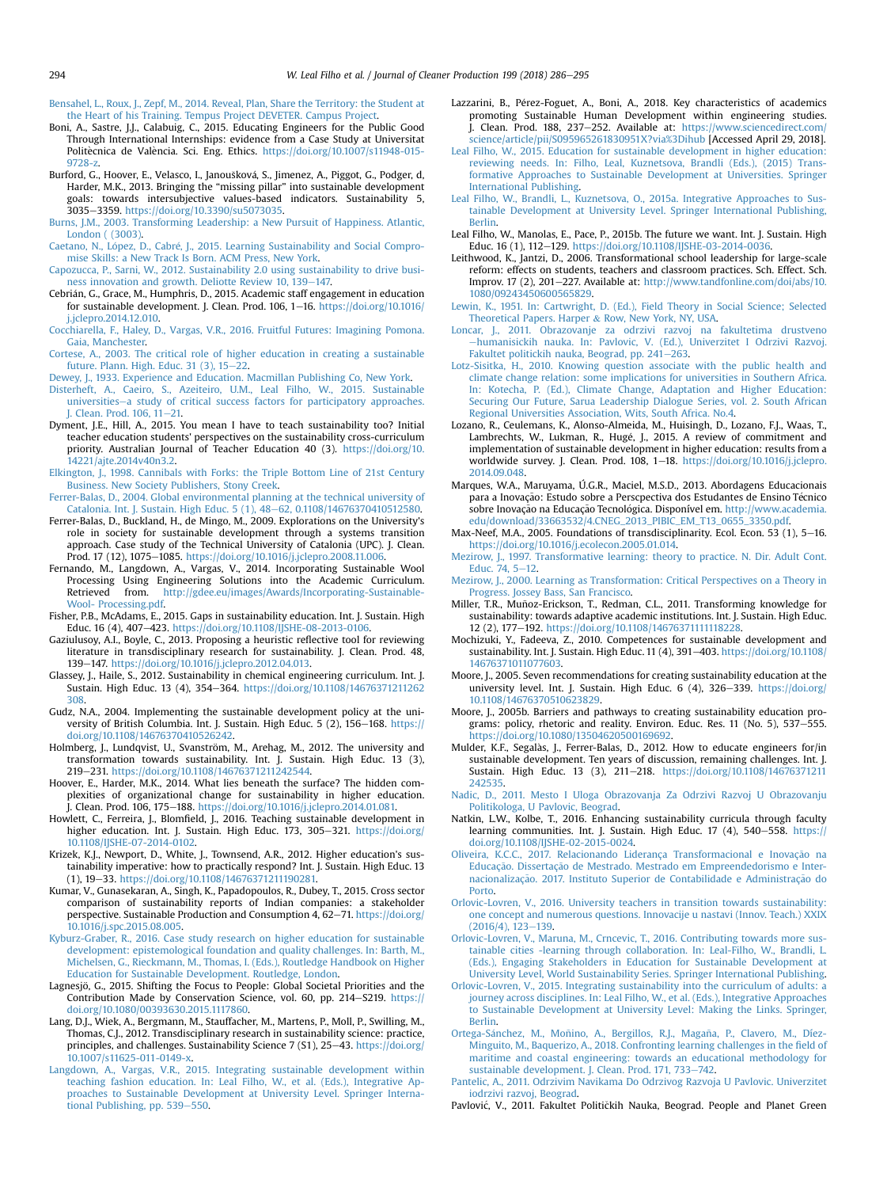Bensahel, L., Roux, J., Zepf, M., 2014. Reveal, Plan, Share the Territory: the Student at the Heart of his Training. Tempus Project DEVETER. Campus Project.

Boni, A., Sastre, J.J., Calabuig, C., 2015. Educating Engineers for the Public Good Through International Internships: evidence from a Case Study at Universitat Politècnica de València. Sci. Eng. Ethics. https://doi.org/10.1007/s11948-015-9728-z.

Burford, G., Hoover, E., Velasco, I., Janoušková, S., Jimenez, A., Piggot, G., Podger, d, Harder, M.K., 2013. Bringing the "missing pillar" into sustainable development goals: towards intersubjective values-based indicators. Sustainability 5, 3035–3359. https://doi.org/10.3390/su5073035.

Burns, J.M., 2003. Transforming Leadership: a New Pursuit of Happiness. Atlantic, London ( (3003).

Caetano, N., López, D., Cabré, J., 2015. Learning Sustainability and Social Compromise Skills: a New Track Is Born. ACM Press, New York.

Capozucca, P., Sarni, W., 2012. Sustainability 2.0 using sustainability to drive business innovation and growth. Deliotte Review 10, 139–147.

Cebrián, G., Grace, M., Humphris, D., 2015. Academic staff engagement in education for sustainable development. J. Clean. Prod. 106, 1–16. https://doi.org/10.1016/j.jclepro.2014.12.010.

Cocchiarella, F., Haley, D., Vargas, V.R., 2016. Fruitful Futures: Imagining Pomona. Gaia, Manchester.

Cortese, A., 2003. The critical role of higher education in creating a sustainable future. Plann. High. Educ. 31 (3), 15–22.

Dewey, J., 1933. Experience and Education. Macmillan Publishing Co, New York.

Disterheft, A., Caeiro, S., Azeiteiro, U.M., Leal Filho, W., 2015. Sustainable universities—a study of critical success factors for participatory approaches. J. Clean. Prod. 106, 11–21.

Dyment, J.E., Hill, A., 2015. You mean I have to teach sustainability too? Initial teacher education students' perspectives on the sustainability cross-curriculum priority. Australian Journal of Teacher Education 40 (3). https://doi.org/10.14221/ajte.2014v40n3.2.

Elkington, J., 1998. Cannibals with Forks: the Triple Bottom Line of 21st Century Business. New Society Publishers, Stony Creek.

Ferrer-Balas, D., 2004. Global environmental planning at the technical university of Catalonia. Int. J. Sustain. High Educ. 5 (1), 48–62, 0.1108/14676370410512580.

Ferrer-Balas, D., Buckland, H., de Mingo, M., 2009. Explorations on the University's role in society for sustainable development through a systems transition approach. Case study of the Technical University of Catalonia (UPC). J. Clean. Prod. 17 (12), 1075–1085. https://doi.org/10.1016/j.jclepro.2008.11.006.

Fernando, M., Langdown, A., Vargas, V., 2014. Incorporating Sustainable Wool Processing Using Engineering Solutions into the Academic Curriculum. Retrieved from. http://gdee.eu/images/Awards/Incorporating-Sustainable-Wool- Processing.pdf.

Fisher, P.B., McAdams, E., 2015. Gaps in sustainability education. Int. J. Sustain. High Educ. 16 (4), 407–423. https://doi.org/10.1108/IJSHE-08-2013-0106.

Gaziulusoy, A.I., Boyle, C., 2013. Proposing a heuristic reflective tool for reviewing literature in transdisciplinary research for sustainability. J. Clean. Prod. 48, 139–147. https://doi.org/10.1016/j.jclepro.2012.04.013.

Glassey, J., Haile, S., 2012. Sustainability in chemical engineering curriculum. Int. J. Sustain. High Educ. 13 (4), 354–364. https://doi.org/10.1108/14676371211262308.

Gudz, N.A., 2004. Implementing the sustainable development policy at the university of British Columbia. Int. J. Sustain. High Educ. 5 (2), 156–168. https://doi.org/10.1108/14676370410526242.

Holmberg, J., Lundqvist, U., Svanström, M., Arehag, M., 2012. The university and transformation towards sustainability. Int. J. Sustain. High Educ. 13 (3), 219–231. https://doi.org/10.1108/14676371211242544.

Hoover, E., Harder, M.K., 2014. What lies beneath the surface? The hidden complexities of organizational change for sustainability in higher education. J. Clean. Prod. 106, 175–188. https://doi.org/10.1016/j.jclepro.2014.01.081.

Howlett, C., Ferreira, J., Blomfield, J., 2016. Teaching sustainable development in higher education. Int. J. Sustain. High Educ. 173, 305–321. https://doi.org/10.1108/IJSHE-07-2014-0102.

Krizek, K.J., Newport, D., White, J., Townsend, A.R., 2012. Higher education's sustainability imperative: how to practically respond? Int. J. Sustain. High Educ. 13 (1), 19–33. https://doi.org/10.1108/14676371211190281.

Kumar, V., Gunasekaran, A., Singh, K., Papadopoulos, R., Dubey, T., 2015. Cross sector comparison of sustainability reports of Indian companies: a stakeholder perspective. Sustainable Production and Consumption 4, 62–71. https://doi.org/10.1016/j.spc.2015.08.005.

Kyburz-Graber, R., 2016. Case study research on higher education for sustainable development: epistemological foundation and quality challenges. In: Barth, M., Michelsen, G., Rieckmann, M., Thomas, I. (Eds.), Routledge Handbook on Higher Education for Sustainable Development. Routledge, London.

Lagnesjö, G., 2015. Shifting the Focus to People: Global Societal Priorities and the Contribution Made by Conservation Science, vol. 60, pp. 214–S219. https://doi.org/10.1080/00393630.2015.1117860.

Lang, D.J., Wiek, A., Bergmann, M., Stauffacher, M., Martens, P., Moll, P., Swilling, M., Thomas, C.J., 2012. Transdisciplinary research in sustainability science: practice, principles, and challenges. Sustainability Science 7 (S1), 25–43. https://doi.org/10.1007/s11625-011-0149-x.

Langdown, A., Vargas, V.R., 2015. Integrating sustainable development within teaching fashion education. In: Leal Filho, W., et al. (Eds.), Integrative Approaches to Sustainable Development at University Level. Springer International Publishing, pp. 539–550.

Lazzarini, B., Pérez-Foguet, A., Boni, A., 2018. Key characteristics of academics promoting Sustainable Human Development within engineering studies. J. Clean. Prod. 188, 237–252. Available at: https://www.sciencedirect.com/science/article/pii/S095965261830951X?via%3Dihub [Accessed April 29, 2018].

Leal Filho, W., 2015. Education for sustainable development in higher education: reviewing needs. In: Filho, Leal, Kuznetsova, Brandli (Eds.), (2015) Transformative Approaches to Sustainable Development at Universities. Springer International Publishing.

Leal Filho, W., Brandli, L., Kuznetsova, O., 2015a. Integrative Approaches to Sustainable Development at University Level. Springer International Publishing, Berlin.

Leal Filho, W., Manolas, E., Pace, P., 2015b. The future we want. Int. J. Sustain. High Educ. 16 (1), 112–129. https://doi.org/10.1108/IJSHE-03-2014-0036.

Leithwood, K., Jantzi, D., 2006. Transformational school leadership for large-scale reform: effects on students, teachers and classroom practices. Sch. Effect. Sch. Improv. 17 (2), 201–227. Available at: http://www.tandfonline.com/doi/abs/10.1080/09243450600565829.

Lewin, K., 1951. In: Cartwright, D. (Ed.), Field Theory in Social Science; Selected Theoretical Papers. Harper & Row, New York, NY, USA.

Loncar, J., 2011. Obrazovanje za odrzivi razvoj na fakultetima drustveno —humanisickih nauka. In: Pavlovic, V. (Ed.), Univerzitet I Odrzivi Razvoj. Fakultet politickih nauka, Beograd, pp. 241–263.

Lotz-Sisitka, H., 2010. Knowing question associate with the public health and climate change relation: some implications for universities in Southern Africa. In: Kotecha, P. (Ed.), Climate Change, Adaptation and Higher Education: Securing Our Future, Sarua Leadership Dialogue Series, vol. 2. South African Regional Universities Association, Wits, South Africa. No.4.

Lozano, R., Ceulemans, K., Alonso-Almeida, M., Huisingh, D., Lozano, F.J., Waas, T., Lambrechts, W., Lukman, R., Hugé, J., 2015. A review of commitment and implementation of sustainable development in higher education: results from a worldwide survey. J. Clean. Prod. 108, 1–18. https://doi.org/10.1016/j.jclepro.2014.09.048.

Marques, W.A., Maruyama, Ú.G.R., Maciel, M.S.D., 2013. Abordagens Educacionais para a Inovação: Estudo sobre a Perscpectiva dos Estudantes de Ensino Técnico sobre Inovação na Educação Tecnológica. Disponível em. http://www.academia.edu/download/33663532/4.CNEG_2013_PIBIC_EM_T13_0655_3350.pdf.

Max-Neef, M.A., 2005. Foundations of transdisciplinarity. Ecol. Econ. 53 (1), 5–16. https://doi.org/10.1016/j.ecolecon.2005.01.014.

Mezirow, J., 1997. Transformative learning: theory to practice. N. Dir. Adult Cont. Educ. 74, 5–12.

Mezirow, J., 2000. Learning as Transformation: Critical Perspectives on a Theory in Progress. Jossey Bass, San Francisco.

Miller, T.R., Muñoz-Erickson, T., Redman, C.L., 2011. Transforming knowledge for sustainability: towards adaptive academic institutions. Int. J. Sustain. High Educ. 12 (2), 177–192. https://doi.org/10.1108/14676371111118228.

Mochizuki, Y., Fadeeva, Z., 2010. Competences for sustainable development and sustainability. Int. J. Sustain. High Educ. 11 (4), 391–403. https://doi.org/10.1108/14676371011077603.

Moore, J., 2005. Seven recommendations for creating sustainability education at the university level. Int. J. Sustain. High Educ. 6 (4), 326–339. https://doi.org/10.1108/14676370510623829.

Moore, J., 2005b. Barriers and pathways to creating sustainability education programs: policy, rhetoric and reality. Environ. Educ. Res. 11 (No. 5), 537–555. https://doi.org/10.1080/13504620500169692.

Mulder, K.F., Segalàs, J., Ferrer-Balas, D., 2012. How to educate engineers for/in sustainable development. Ten years of discussion, remaining challenges. Int. J. Sustain. High Educ. 13 (3), 211–218. https://doi.org/10.1108/14676371211242535.

Nadic, D., 2011. Mesto I Uloga Obrazovanja Za Odrzivi Razvoj U Obrazovanju Politikologa, U Pavlovic, Beograd.

Natkin, L.W., Kolbe, T., 2016. Enhancing sustainability curricula through faculty learning communities. Int. J. Sustain. High Educ. 17 (4), 540–558. https://doi.org/10.1108/IJSHE-02-2015-0024.

Oliveira, K.C.C., 2017. Relacionando Liderança Transformacional e Inovação na Educação. Dissertação de Mestrado. Mestrado em Empreendedorismo e Internacionalização. 2017. Instituto Superior de Contabilidade e Administração do Porto.

Orlovic-Lovren, V., 2016. University teachers in transition towards sustainability: one concept and numerous questions. Innovacije u nastavi (Innov. Teach.) XXIX (2016/4), 123–139.

Orlovic-Lovren, V., Maruna, M., Crncevic, T., 2016. Contributing towards more sustainable cities -learning through collaboration. In: Leal-Filho, W., Brandli, L. (Eds.), Engaging Stakeholders in Education for Sustainable Development at University Level, World Sustainability Series. Springer International Publishing.

Orlovic-Lovren, V., 2015. Integrating sustainability into the curriculum of adults: a journey across disciplines. In: Leal Filho, W., et al. (Eds.), Integrative Approaches to Sustainable Development at University Level: Making the Links. Springer, Berlin.

Ortega-Sánchez, M., Moñino, A., Bergillos, R.J., Magaña, P., Clavero, M., Díez-Minguito, M., Baquerizo, A., 2018. Confronting learning challenges in the field of maritime and coastal engineering: towards an educational methodology for sustainable development. J. Clean. Prod. 171, 733–742.

Pantelic, A., 2011. Odrzivim Navikama Do Odrzivog Razvoja U Pavlovic. Univerzitet iodrzivi razvoj, Beograd.

Pavlović, V., 2011. Fakultet Političkih Nauka, Beograd. People and Planet Green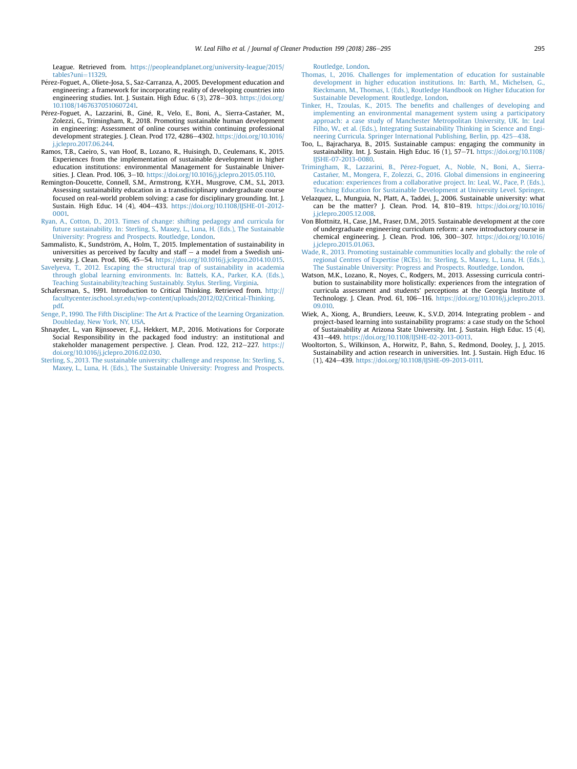League. Retrieved from. https://peopleandplanet.org/university-league/2015/tables?uni=11329.

Pérez-Foguet, A., Oliete-Josa, S., Saz-Carranza, A., 2005. Development education and engineering: a framework for incorporating reality of developing countries into engineering studies. Int. J. Sustain. High Educ. 6 (3), 278–303. https://doi.org/10.1108/14676370510607241.

Pérez-Foguet, A., Lazzarini, B., Giné, R., Velo, E., Boni, A., Sierra-Castañer, M., Zolezzi, G., Trimingham, R., 2018. Promoting sustainable human development in engineering: Assessment of online courses within continuing professional development strategies. J. Clean. Prod 172, 4286–4302. https://doi.org/10.1016/j.jclepro.2017.06.244.

Ramos, T.B., Caeiro, S., van Hoof, B., Lozano, R., Huisingh, D., Ceulemans, K., 2015. Experiences from the implementation of sustainable development in higher education institutions: environmental Management for Sustainable Universities. J. Clean. Prod. 106, 3–10. https://doi.org/10.1016/j.jclepro.2015.05.110.

Remington-Doucette, Connell, S.M., Armstrong, K.Y.H., Musgrove, C.M., S.L, 2013. Assessing sustainability education in a transdisciplinary undergraduate course focused on real-world problem solving: a case for disciplinary grounding. Int. J. Sustain. High Educ. 14 (4), 404–433. https://doi.org/10.1108/IJSHE-01-2012-0001.

Ryan, A., Cotton, D., 2013. Times of change: shifting pedagogy and curricula for future sustainability. In: Sterling, S., Maxey, L., Luna, H. (Eds.), The Sustainable University: Progress and Prospects. Routledge, London.

Sammalisto, K., Sundström, A., Holm, T., 2015. Implementation of sustainability in universities as perceived by faculty and staff – a model from a Swedish university. J. Clean. Prod. 106, 45–54. https://doi.org/10.1016/j.jclepro.2014.10.015.

Savelyeva, T., 2012. Escaping the structural trap of sustainability in academia through global learning environments. In: Battels, K.A., Parker, K.A. (Eds.), Teaching Sustainability/teaching Sustainably. Stylus. Sterling, Virginia.

Schafersman, S., 1991. Introduction to Critical Thinking. Retrieved from. http://facultycenter.ischool.syr.edu/wp-content/uploads/2012/02/Critical-Thinking.pdf.

Senge, P., 1990. The Fifth Discipline: The Art & Practice of the Learning Organization. Doubleday, New York, NY, USA.

Shnayder, L., van Rijnsoever, F.J., Hekkert, M.P., 2016. Motivations for Corporate Social Responsibility in the packaged food industry: an institutional and stakeholder management perspective. J. Clean. Prod. 122, 212–227. https://doi.org/10.1016/j.jclepro.2016.02.030.

Sterling, S., 2013. The sustainable university: challenge and response. In: Sterling, S., Maxey, L., Luna, H. (Eds.), The Sustainable University: Progress and Prospects. Routledge, London.

Thomas, I., 2016. Challenges for implementation of education for sustainable development in higher education institutions. In: Barth, M., Michelsen, G., Rieckmann, M., Thomas, I. (Eds.), Routledge Handbook on Higher Education for Sustainable Development. Routledge, London.

Tinker, H., Tzoulas, K., 2015. The benefits and challenges of developing and implementing an environmental management system using a participatory approach: a case study of Manchester Metropolitan University, UK. In: Leal Filho, W., et al. (Eds.), Integrating Sustainability Thinking in Science and Engineering Curricula. Springer International Publishing, Berlin, pp. 425–438.

Too, L., Bajracharya, B., 2015. Sustainable campus: engaging the community in sustainability. Int. J. Sustain. High Educ. 16 (1), 57–71. https://doi.org/10.1108/IJSHE-07-2013-0080.

Trimingham, R., Lazzarini, B., Pérez-Foguet, A., Noble, N., Boni, A., Sierra-Castañer, M., Mongera, F., Zolezzi, G., 2016. Global dimensions in engineering education: experiences from a collaborative project. In: Leal, W., Pace, P. (Eds.), Teaching Education for Sustainable Development at University Level. Springer.

Velazquez, L., Munguia, N., Platt, A., Taddei, J., 2006. Sustainable university: what can be the matter? J. Clean. Prod. 14, 810–819. https://doi.org/10.1016/j.jclepro.2005.12.008.

Von Blottnitz, H., Case, J.M., Fraser, D.M., 2015. Sustainable development at the core of undergraduate engineering curriculum reform: a new introductory course in chemical engineering. J. Clean. Prod. 106, 300–307. https://doi.org/10.1016/j.jclepro.2015.01.063.

Wade, R., 2013. Promoting sustainable communities locally and globally: the role of regional Centres of Expertise (RCEs). In: Sterling, S., Maxey, L., Luna, H. (Eds.), The Sustainable University: Progress and Prospects. Routledge, London.

Watson, M.K., Lozano, R., Noyes, C., Rodgers, M., 2013. Assessing curricula contribution to sustainability more holistically: experiences from the integration of curricula assessment and students' perceptions at the Georgia Institute of Technology. J. Clean. Prod. 61, 106–116. https://doi.org/10.1016/j.jclepro.2013.09.010.

Wiek, A., Xiong, A., Brundiers, Leeuw, K., S.V.D, 2014. Integrating problem - and project-based learning into sustainability programs: a case study on the School of Sustainability at Arizona State University. Int. J. Sustain. High Educ. 15 (4), 431–449. https://doi.org/10.1108/IJSHE-02-2013-0013.

Wooltorton, S., Wilkinson, A., Horwitz, P., Bahn, S., Redmond, Dooley, J., J, 2015. Sustainability and action research in universities. Int. J. Sustain. High Educ. 16 (1), 424–439. https://doi.org/10.1108/IJSHE-09-2013-0111.